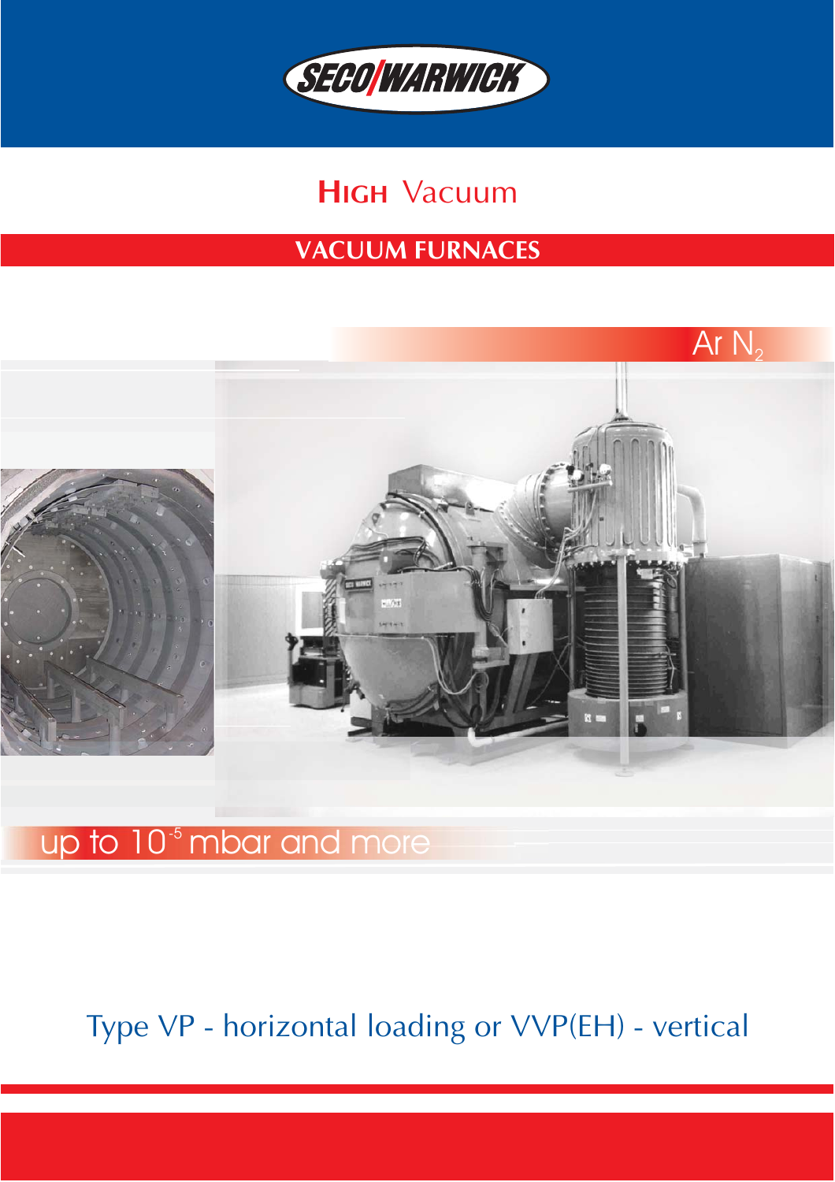SECO/WARWICK

# HIGH Vacuum

## VACUUM FURNACES

Ar $N_2$

up to $10^{-5}$ mbar and more

Type VP - horizontal loading or VVP(EH) - vertical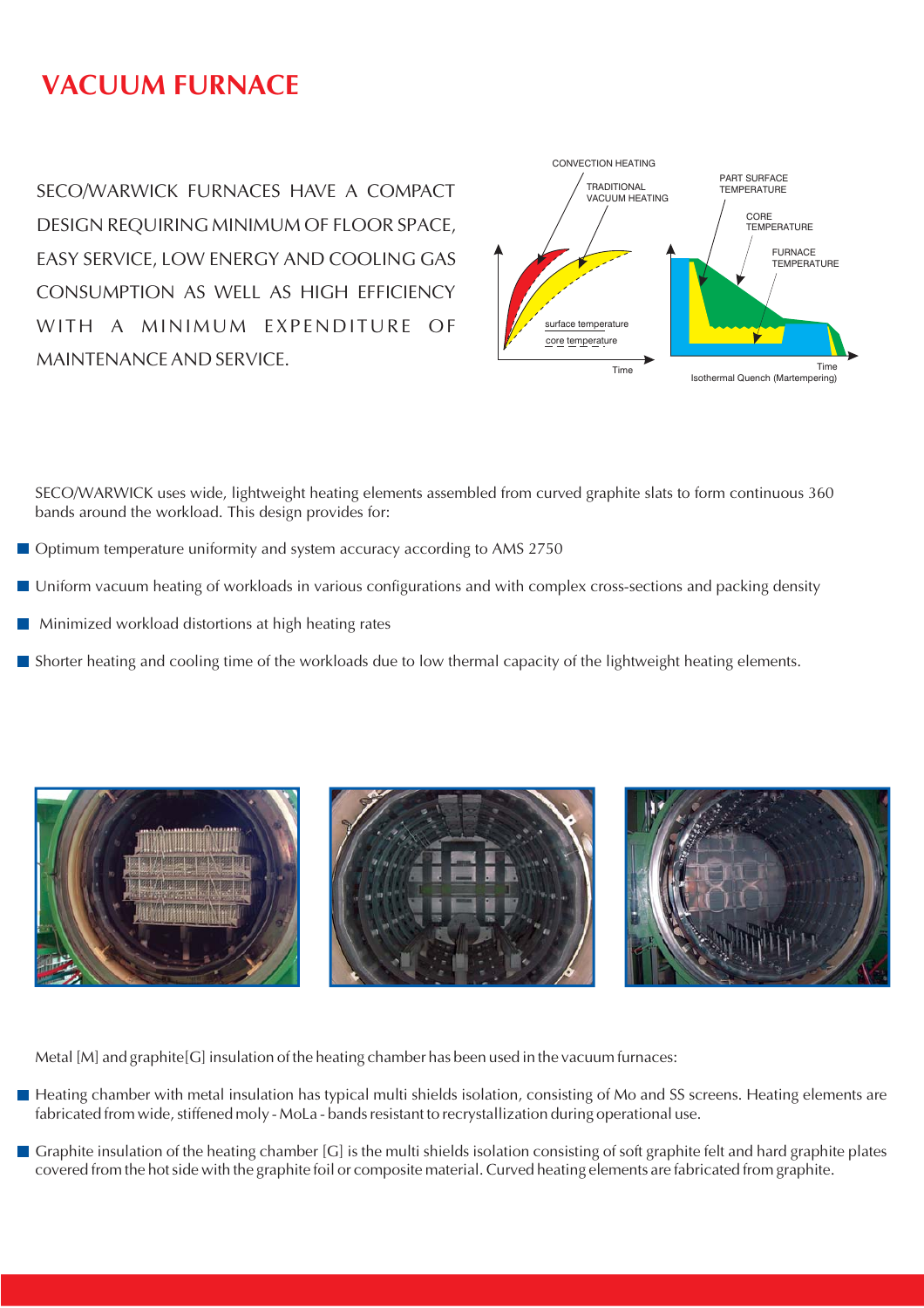# VACUUM FURNACE

SECO/WARWICK FURNACES HAVE A COMPACT DESIGN REQUIRING MINIMUM OF FLOOR SPACE, EASY SERVICE, LOW ENERGY AND COOLING GAS CONSUMPTION AS WELL AS HIGH EFFICIENCY WITH A MINIMUM EXPENDITURE OF MAINTENANCE AND SERVICE.

CONVECTION HEATING

TRADITIONAL VACUUM HEATING

surface temperature

core temperature

Time

PART SURFACE TEMPERATURE

CORE TEMPERATURE

FURNACE TEMPERATURE

Time

Isothermal Quench (Martempering)

SECO/WARWICK uses wide, lightweight heating elements assembled from curved graphite slats to form continuous 360 bands around the workload. This design provides for:

- Optimum temperature uniformity and system accuracy according to AMS 2750
- Uniform vacuum heating of workloads in various configurations and with complex cross-sections and packing density
- Minimized workload distortions at high heating rates
- Shorter heating and cooling time of the workloads due to low thermal capacity of the lightweight heating elements.

Metal [M] and graphite[G] insulation of the heating chamber has been used in the vacuum furnaces:

- Heating chamber with metal insulation has typical multi shields isolation, consisting of Mo and SS screens. Heating elements are fabricated from wide, stiffened moly - MoLa - bands resistant to recrystallization during operational use.
- Graphite insulation of the heating chamber [G] is the multi shields isolation consisting of soft graphite felt and hard graphite plates covered from the hot side with the graphite foil or composite material. Curved heating elements are fabricated from graphite.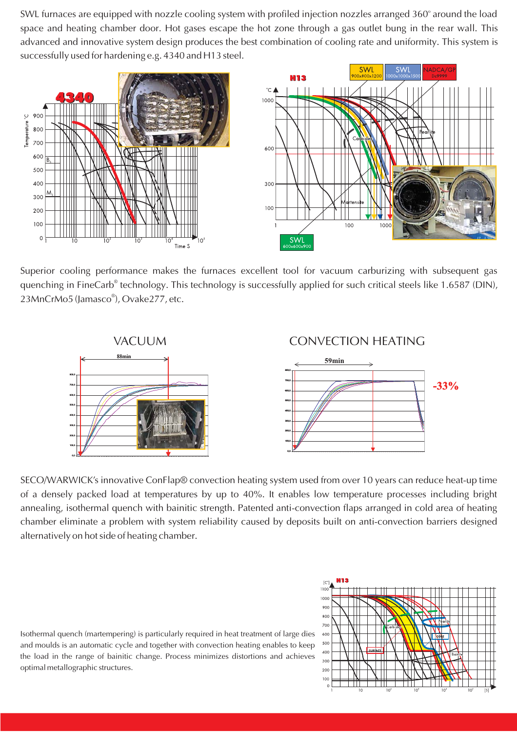SWL furnaces are equipped with nozzle cooling system with profiled injection nozzles arranged 360° around the load space and heating chamber door. Hot gases escape the hot zone through a gas outlet bung in the rear wall. This advanced and innovative system design produces the best combination of cooling rate and uniformity. This system is successfully used for hardening e.g. 4340 and H13 steel.

Superior cooling performance makes the furnaces excellent tool for vacuum carburizing with subsequent gas quenching in FineCarb® technology. This technology is successfully applied for such critical steels like 1.6587 (DIN), 23MnCrMo5 (Jamasco®), Ovake277, etc.

VACUUM

CONVECTION HEATING

SECO/WARWICK's innovative ConFlap® convection heating system used from over 10 years can reduce heat-up time of a densely packed load at temperatures by up to 40%. It enables low temperature processes including bright annealing, isothermal quench with bainitic strength. Patented anti-convection flaps arranged in cold area of heating chamber eliminate a problem with system reliability caused by deposits built on anti-convection barriers designed alternatively on hot side of heating chamber.

Isothermal quench (martempering) is particularly required in heat treatment of large dies and moulds is an automatic cycle and together with convection heating enables to keep the load in the range of bainitic change. Process minimizes distortions and achieves optimal metallographic structures.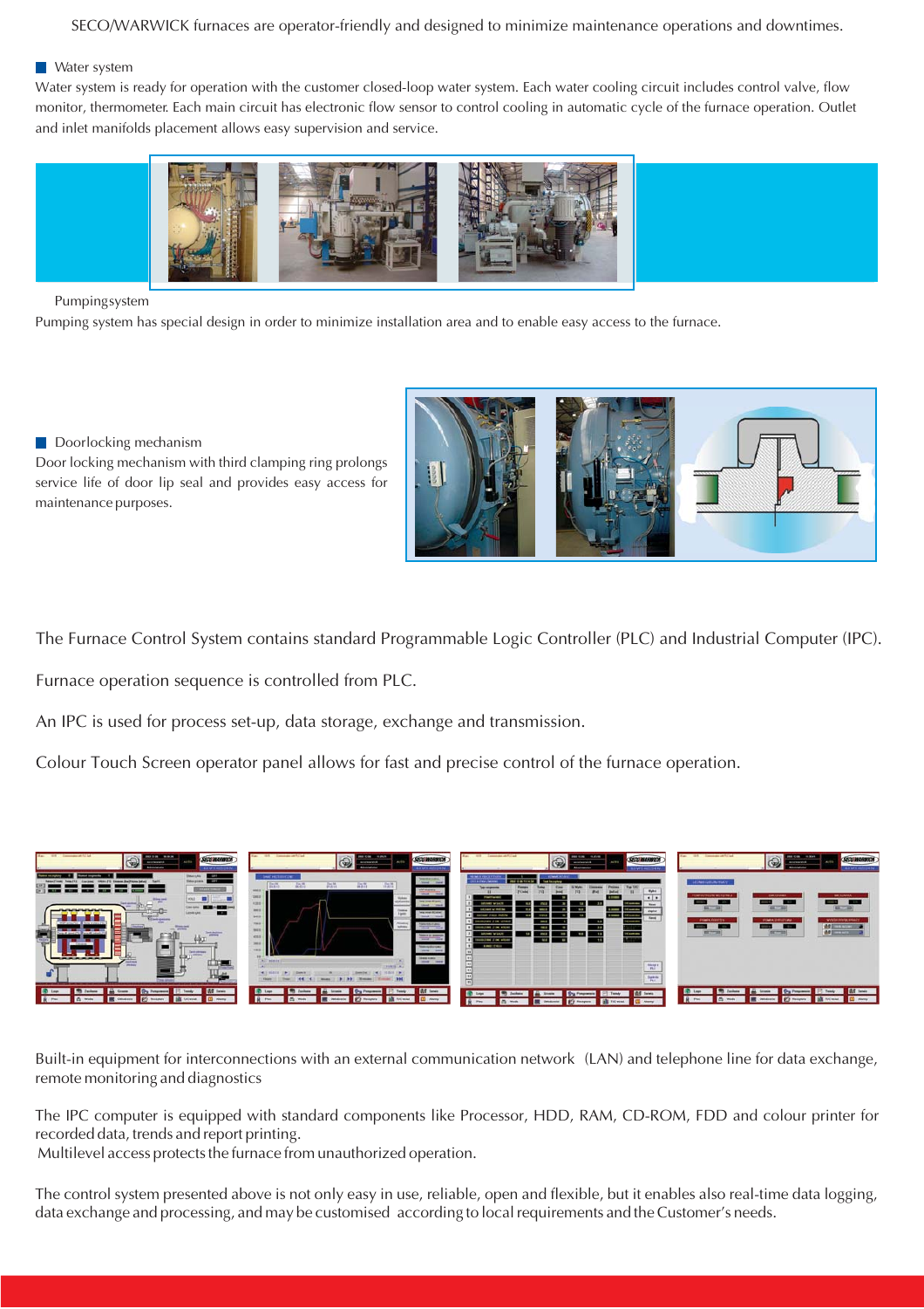SECO/WARWICK furnaces are operator-friendly and designed to minimize maintenance operations and downtimes.

### Water system

Water system is ready for operation with the customer closed-loop water system. Each water cooling circuit includes control valve, flow monitor, thermometer. Each main circuit has electronic flow sensor to control cooling in automatic cycle of the furnace operation. Outlet and inlet manifolds placement allows easy supervision and service.

### Pumping system

Pumping system has special design in order to minimize installation area and to enable easy access to the furnace.

### Doorlocking mechanism

Door locking mechanism with third clamping ring prolongs service life of door lip seal and provides easy access for maintenance purposes.

The Furnace Control System contains standard Programmable Logic Controller (PLC) and Industrial Computer (IPC).

Furnace operation sequence is controlled from PLC.

An IPC is used for process set-up, data storage, exchange and transmission.

Colour Touch Screen operator panel allows for fast and precise control of the furnace operation.

Built-in equipment for interconnections with an external communication network (LAN) and telephone line for data exchange, remote monitoring and diagnostics

The IPC computer is equipped with standard components like Processor, HDD, RAM, CD-ROM, FDD and colour printer for recorded data, trends and report printing.
Multilevel access protects the furnace from unauthorized operation.

The control system presented above is not only easy in use, reliable, open and flexible, but it enables also real-time data logging, data exchange and processing, and may be customised according to local requirements and the Customer's needs.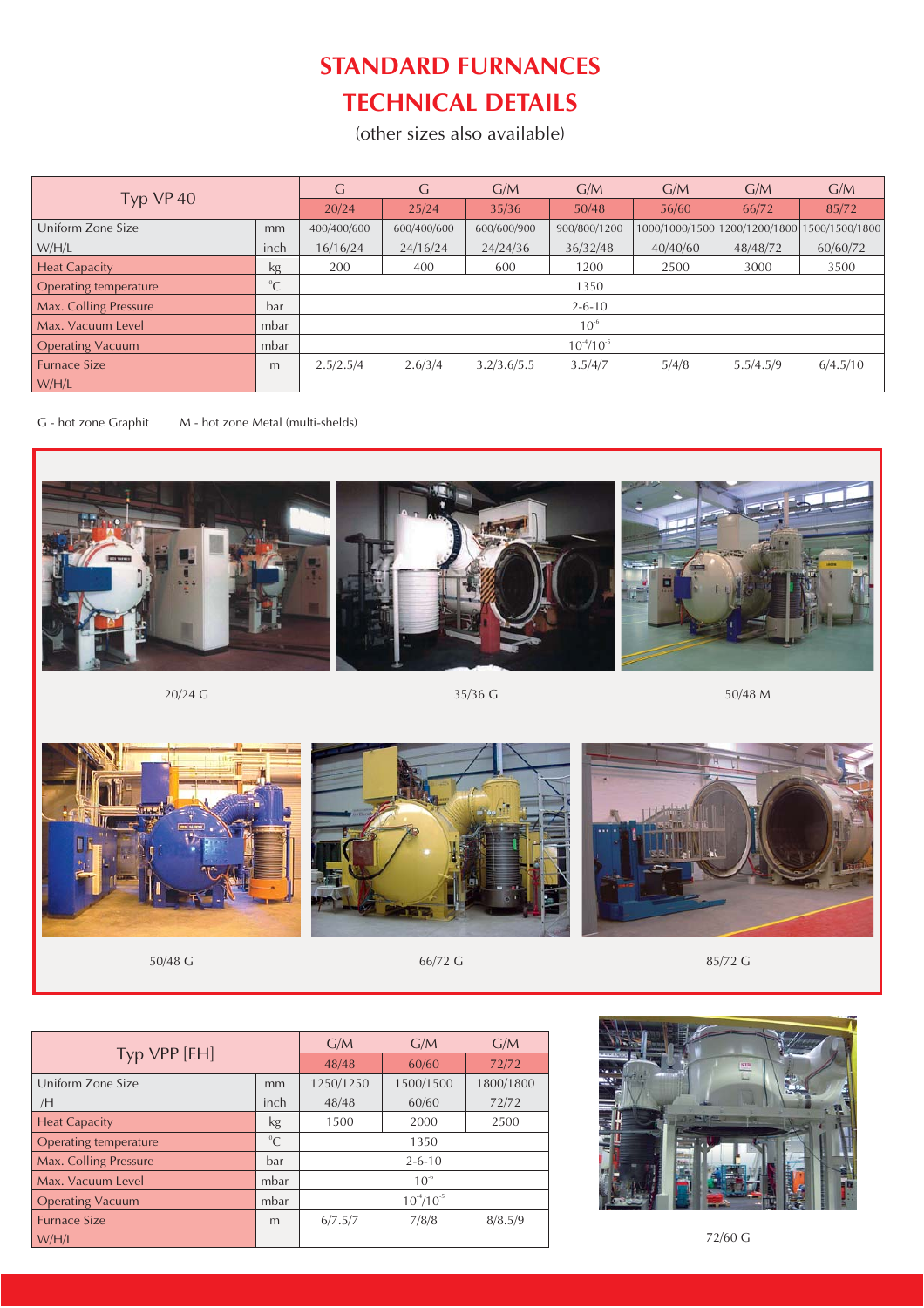# STANDARD FURNANCES

# TECHNICAL DETAILS

(other sizes also available)

| Typ VP 40 | | G | G | G/M | G/M | G/M | G/M | G/M |
|---|---|---|---|---|---|---|---|---|
| | | 20/24 | 25/24 | 35/36 | 50/48 | 56/60 | 66/72 | 85/72 |
| Uniform Zone Size | mm | 400/400/600 | 600/400/600 | 600/600/900 | 900/800/1200 | 1000/1000/1500 | 1200/1200/1800 | 1500/1500/1800 |
| W/H/L | inch | 16/16/24 | 24/16/24 | 24/24/36 | 36/32/48 | 40/40/60 | 48/48/72 | 60/60/72 |
| Heat Capacity | kg | 200 | 400 | 600 | 1200 | 2500 | 3000 | 3500 |
| Operating temperature | °C | 1350 | | | | | | |
| Max. Colling Pressure | bar | 2-6-10 | | | | | | |
| Max. Vacuum Level | mbar | $10^{-6}$ | | | | | | |
| Operating Vacuum | mbar | $10^{-4}/10^{-5}$ | | | | | | |
| Furnace Size W/H/L | m | 2.5/2.5/4 | 2.6/3/4 | 3.2/3.6/5.5 | 3.5/4/7 | 5/4/8 | 5.5/4.5/9 | 6/4.5/10 |

G - hot zone Graphit     M - hot zone Metal (multi-shelds)

20/24 G

35/36 G

50/48 M

50/48 G

66/72 G

85/72 G

| Typ VPP [EH] | | G/M | G/M | G/M |
|---|---|---|---|---|
| | | 48/48 | 60/60 | 72/72 |
| Uniform Zone Size | mm | 1250/1250 | 1500/1500 | 1800/1800 |
| /H | inch | 48/48 | 60/60 | 72/72 |
| Heat Capacity | kg | 1500 | 2000 | 2500 |
| Operating temperature | °C | 1350 | | |
| Max. Colling Pressure | bar | 2-6-10 | | |
| Max. Vacuum Level | mbar | $10^{-6}$ | | |
| Operating Vacuum | mbar | $10^{-4}/10^{-5}$ | | |
| Furnace Size W/H/L | m | 6/7.5/7 | 7/8/8 | 8/8.5/9 |

72/60 G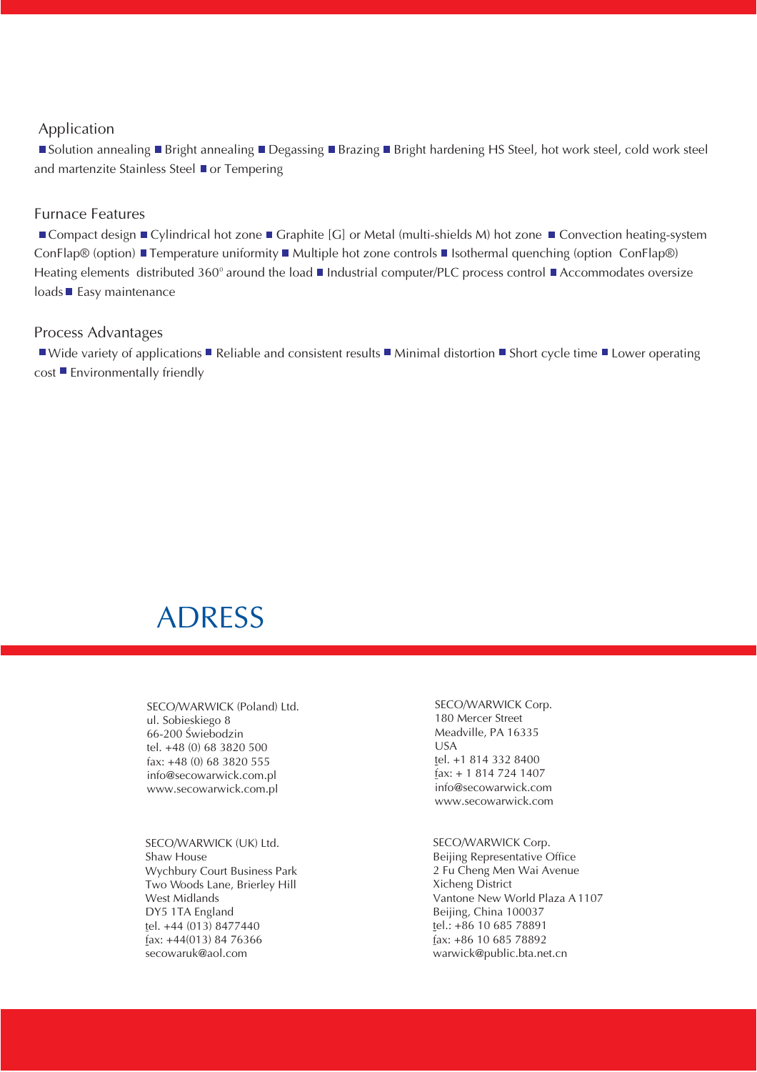## Application

■ Solution annealing ■ Bright annealing ■ Degassing ■ Brazing ■ Bright hardening HS Steel, hot work steel, cold work steel and martenzite Stainless Steel ■ or Tempering

## Furnace Features

■ Compact design ■ Cylindrical hot zone ■ Graphite [G] or Metal (multi-shields M) hot zone ■ Convection heating-system ConFlap® (option) ■ Temperature uniformity ■ Multiple hot zone controls ■ Isothermal quenching (option ConFlap®) Heating elements distributed 360° around the load ■ Industrial computer/PLC process control ■ Accommodates oversize loads ■ Easy maintenance

## Process Advantages

■ Wide variety of applications ■ Reliable and consistent results ■ Minimal distortion ■ Short cycle time ■ Lower operating cost ■ Environmentally friendly

# ADRESS

SECO/WARWICK (Poland) Ltd.
ul. Sobieskiego 8
66-200 Świebodzin
tel. +48 (0) 68 3820 500
fax: +48 (0) 68 3820 555
info@secowarwick.com.pl
www.secowarwick.com.pl

SECO/WARWICK Corp.
180 Mercer Street
Meadville, PA 16335
USA
tel. +1 814 332 8400
fax: + 1 814 724 1407
info@secowarwick.com
www.secowarwick.com

SECO/WARWICK (UK) Ltd.
Shaw House
Wychbury Court Business Park
Two Woods Lane, Brierley Hill
West Midlands
DY5 1TA England
tel. +44 (013) 8477440
fax: +44(013) 84 76366
secowaruk@aol.com

SECO/WARWICK Corp.
Beijing Representative Office
2 Fu Cheng Men Wai Avenue
Xicheng District
Vantone New World Plaza A 1107
Beijing, China 100037
tel.: +86 10 685 78891
fax: +86 10 685 78892
warwick@public.bta.net.cn